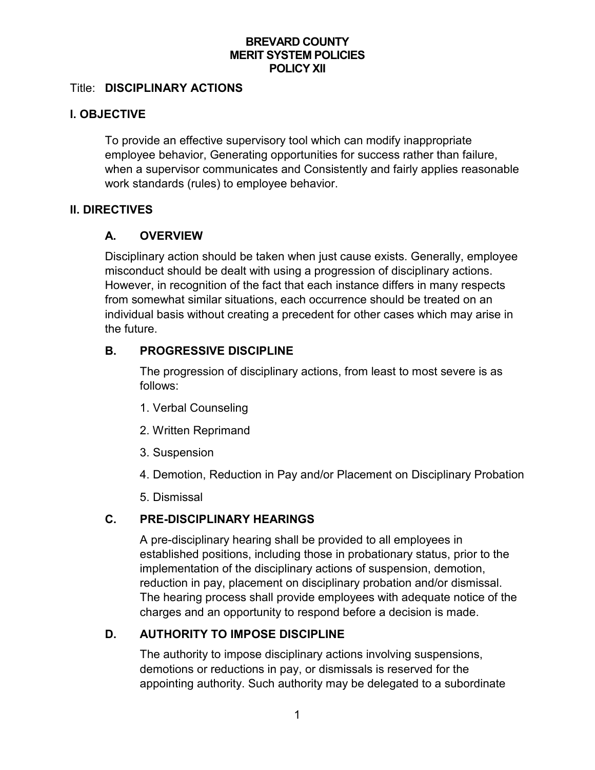**BREVARD COUNTY**
**MERIT SYSTEM POLICIES**
**POLICY XII**

Title: **DISCIPLINARY ACTIONS**

## I. OBJECTIVE

To provide an effective supervisory tool which can modify inappropriate employee behavior, Generating opportunities for success rather than failure, when a supervisor communicates and Consistently and fairly applies reasonable work standards (rules) to employee behavior.

## II. DIRECTIVES

### A. OVERVIEW

Disciplinary action should be taken when just cause exists. Generally, employee misconduct should be dealt with using a progression of disciplinary actions. However, in recognition of the fact that each instance differs in many respects from somewhat similar situations, each occurrence should be treated on an individual basis without creating a precedent for other cases which may arise in the future.

### B. PROGRESSIVE DISCIPLINE

The progression of disciplinary actions, from least to most severe is as follows:

1. Verbal Counseling
2. Written Reprimand
3. Suspension
4. Demotion, Reduction in Pay and/or Placement on Disciplinary Probation
5. Dismissal

### C. PRE-DISCIPLINARY HEARINGS

A pre-disciplinary hearing shall be provided to all employees in established positions, including those in probationary status, prior to the implementation of the disciplinary actions of suspension, demotion, reduction in pay, placement on disciplinary probation and/or dismissal. The hearing process shall provide employees with adequate notice of the charges and an opportunity to respond before a decision is made.

### D. AUTHORITY TO IMPOSE DISCIPLINE

The authority to impose disciplinary actions involving suspensions, demotions or reductions in pay, or dismissals is reserved for the appointing authority. Such authority may be delegated to a subordinate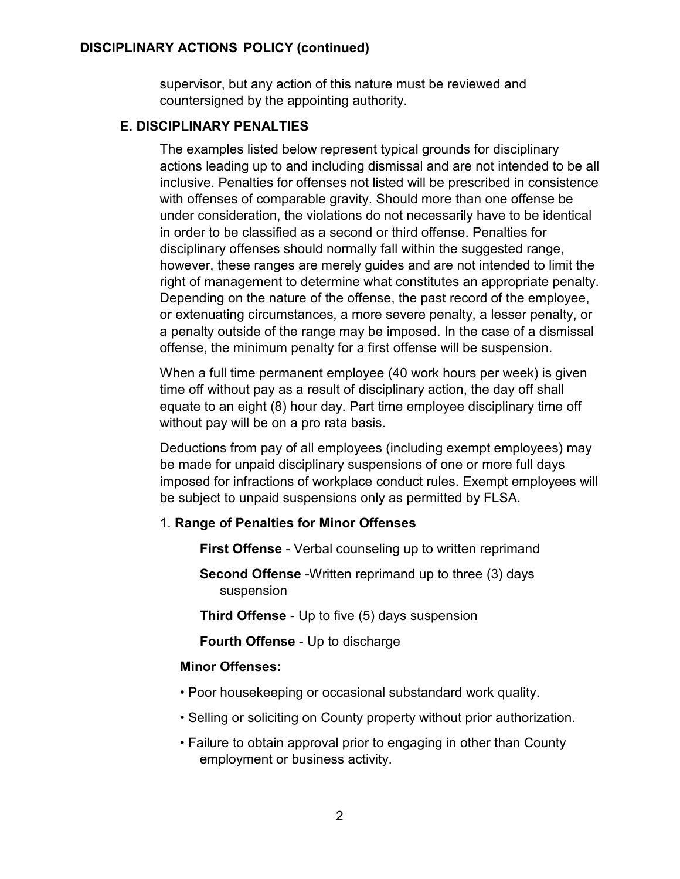supervisor, but any action of this nature must be reviewed and countersigned by the appointing authority.

### E. DISCIPLINARY PENALTIES

The examples listed below represent typical grounds for disciplinary actions leading up to and including dismissal and are not intended to be all inclusive. Penalties for offenses not listed will be prescribed in consistence with offenses of comparable gravity. Should more than one offense be under consideration, the violations do not necessarily have to be identical in order to be classified as a second or third offense. Penalties for disciplinary offenses should normally fall within the suggested range, however, these ranges are merely guides and are not intended to limit the right of management to determine what constitutes an appropriate penalty. Depending on the nature of the offense, the past record of the employee, or extenuating circumstances, a more severe penalty, a lesser penalty, or a penalty outside of the range may be imposed. In the case of a dismissal offense, the minimum penalty for a first offense will be suspension.

When a full time permanent employee (40 work hours per week) is given time off without pay as a result of disciplinary action, the day off shall equate to an eight (8) hour day. Part time employee disciplinary time off without pay will be on a pro rata basis.

Deductions from pay of all employees (including exempt employees) may be made for unpaid disciplinary suspensions of one or more full days imposed for infractions of workplace conduct rules. Exempt employees will be subject to unpaid suspensions only as permitted by FLSA.

1. **Range of Penalties for Minor Offenses**

   **First Offense** - Verbal counseling up to written reprimand

   **Second Offense** -Written reprimand up to three (3) days suspension

   **Third Offense** - Up to five (5) days suspension

   **Fourth Offense** - Up to discharge

**Minor Offenses:**

- Poor housekeeping or occasional substandard work quality.
- Selling or soliciting on County property without prior authorization.
- Failure to obtain approval prior to engaging in other than County employment or business activity.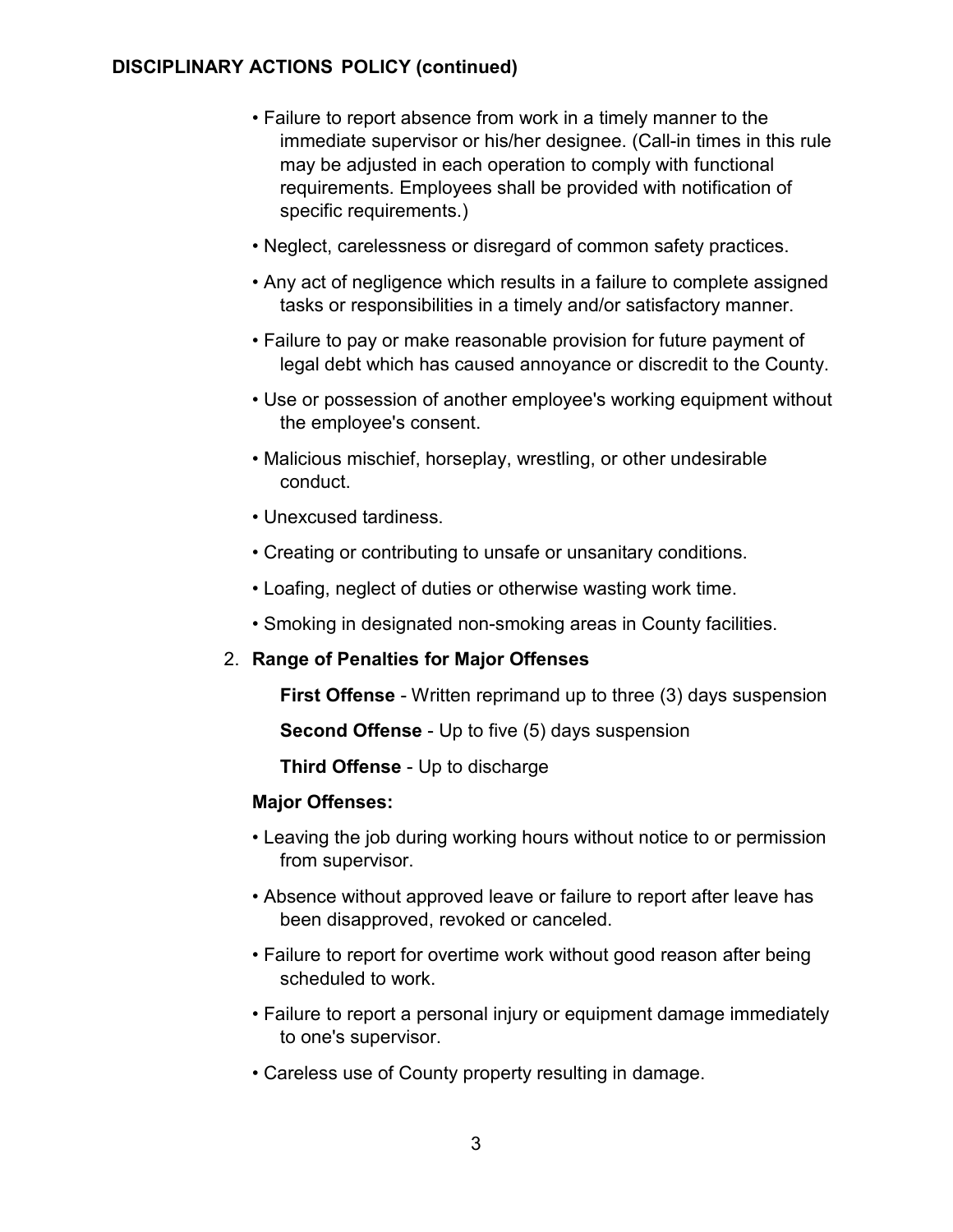**DISCIPLINARY ACTIONS POLICY (continued)**

- Failure to report absence from work in a timely manner to the immediate supervisor or his/her designee. (Call-in times in this rule may be adjusted in each operation to comply with functional requirements. Employees shall be provided with notification of specific requirements.)
- Neglect, carelessness or disregard of common safety practices.
- Any act of negligence which results in a failure to complete assigned tasks or responsibilities in a timely and/or satisfactory manner.
- Failure to pay or make reasonable provision for future payment of legal debt which has caused annoyance or discredit to the County.
- Use or possession of another employee's working equipment without the employee's consent.
- Malicious mischief, horseplay, wrestling, or other undesirable conduct.
- Unexcused tardiness.
- Creating or contributing to unsafe or unsanitary conditions.
- Loafing, neglect of duties or otherwise wasting work time.
- Smoking in designated non-smoking areas in County facilities.

2. **Range of Penalties for Major Offenses**

   **First Offense** - Written reprimand up to three (3) days suspension

   **Second Offense** - Up to five (5) days suspension

   **Third Offense** - Up to discharge

   **Major Offenses:**

   - Leaving the job during working hours without notice to or permission from supervisor.
   - Absence without approved leave or failure to report after leave has been disapproved, revoked or canceled.
   - Failure to report for overtime work without good reason after being scheduled to work.
   - Failure to report a personal injury or equipment damage immediately to one's supervisor.
   - Careless use of County property resulting in damage.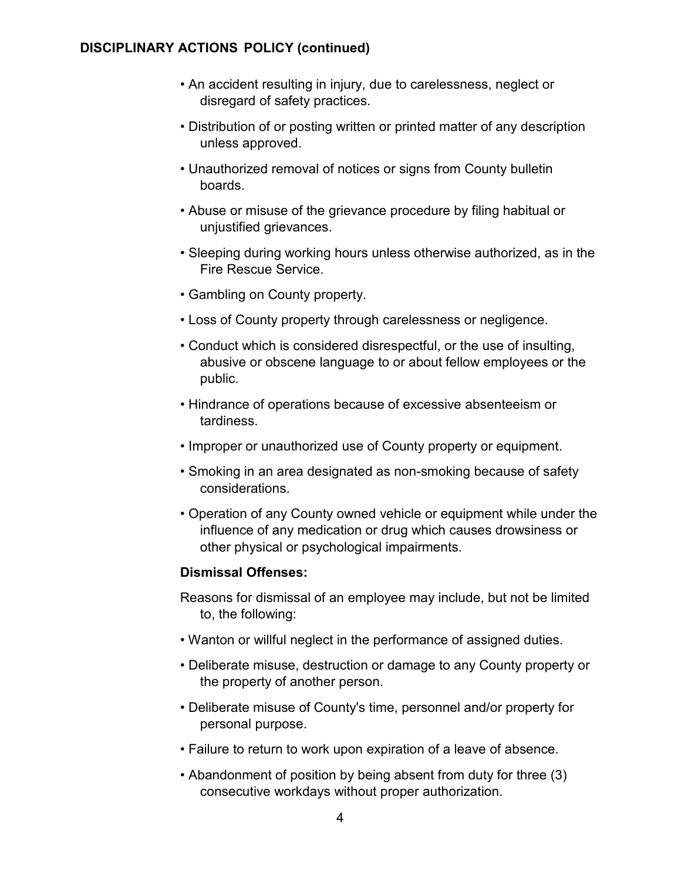**DISCIPLINARY ACTIONS POLICY (continued)**

- An accident resulting in injury, due to carelessness, neglect or disregard of safety practices.
- Distribution of or posting written or printed matter of any description unless approved.
- Unauthorized removal of notices or signs from County bulletin boards.
- Abuse or misuse of the grievance procedure by filing habitual or unjustified grievances.
- Sleeping during working hours unless otherwise authorized, as in the Fire Rescue Service.
- Gambling on County property.
- Loss of County property through carelessness or negligence.
- Conduct which is considered disrespectful, or the use of insulting, abusive or obscene language to or about fellow employees or the public.
- Hindrance of operations because of excessive absenteeism or tardiness.
- Improper or unauthorized use of County property or equipment.
- Smoking in an area designated as non-smoking because of safety considerations.
- Operation of any County owned vehicle or equipment while under the influence of any medication or drug which causes drowsiness or other physical or psychological impairments.

**Dismissal Offenses:**

Reasons for dismissal of an employee may include, but not be limited to, the following:

- Wanton or willful neglect in the performance of assigned duties.
- Deliberate misuse, destruction or damage to any County property or the property of another person.
- Deliberate misuse of County's time, personnel and/or property for personal purpose.
- Failure to return to work upon expiration of a leave of absence.
- Abandonment of position by being absent from duty for three (3) consecutive workdays without proper authorization.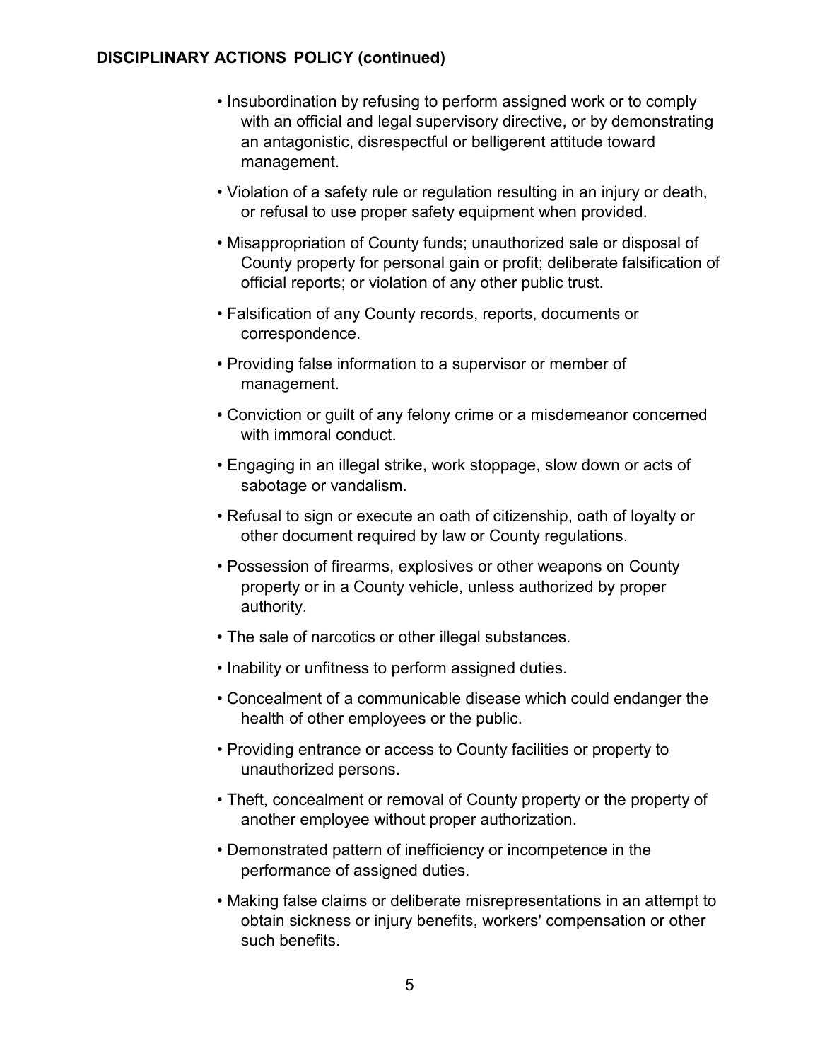**DISCIPLINARY ACTIONS POLICY (continued)**

- Insubordination by refusing to perform assigned work or to comply with an official and legal supervisory directive, or by demonstrating an antagonistic, disrespectful or belligerent attitude toward management.
- Violation of a safety rule or regulation resulting in an injury or death, or refusal to use proper safety equipment when provided.
- Misappropriation of County funds; unauthorized sale or disposal of County property for personal gain or profit; deliberate falsification of official reports; or violation of any other public trust.
- Falsification of any County records, reports, documents or correspondence.
- Providing false information to a supervisor or member of management.
- Conviction or guilt of any felony crime or a misdemeanor concerned with immoral conduct.
- Engaging in an illegal strike, work stoppage, slow down or acts of sabotage or vandalism.
- Refusal to sign or execute an oath of citizenship, oath of loyalty or other document required by law or County regulations.
- Possession of firearms, explosives or other weapons on County property or in a County vehicle, unless authorized by proper authority.
- The sale of narcotics or other illegal substances.
- Inability or unfitness to perform assigned duties.
- Concealment of a communicable disease which could endanger the health of other employees or the public.
- Providing entrance or access to County facilities or property to unauthorized persons.
- Theft, concealment or removal of County property or the property of another employee without proper authorization.
- Demonstrated pattern of inefficiency or incompetence in the performance of assigned duties.
- Making false claims or deliberate misrepresentations in an attempt to obtain sickness or injury benefits, workers' compensation or other such benefits.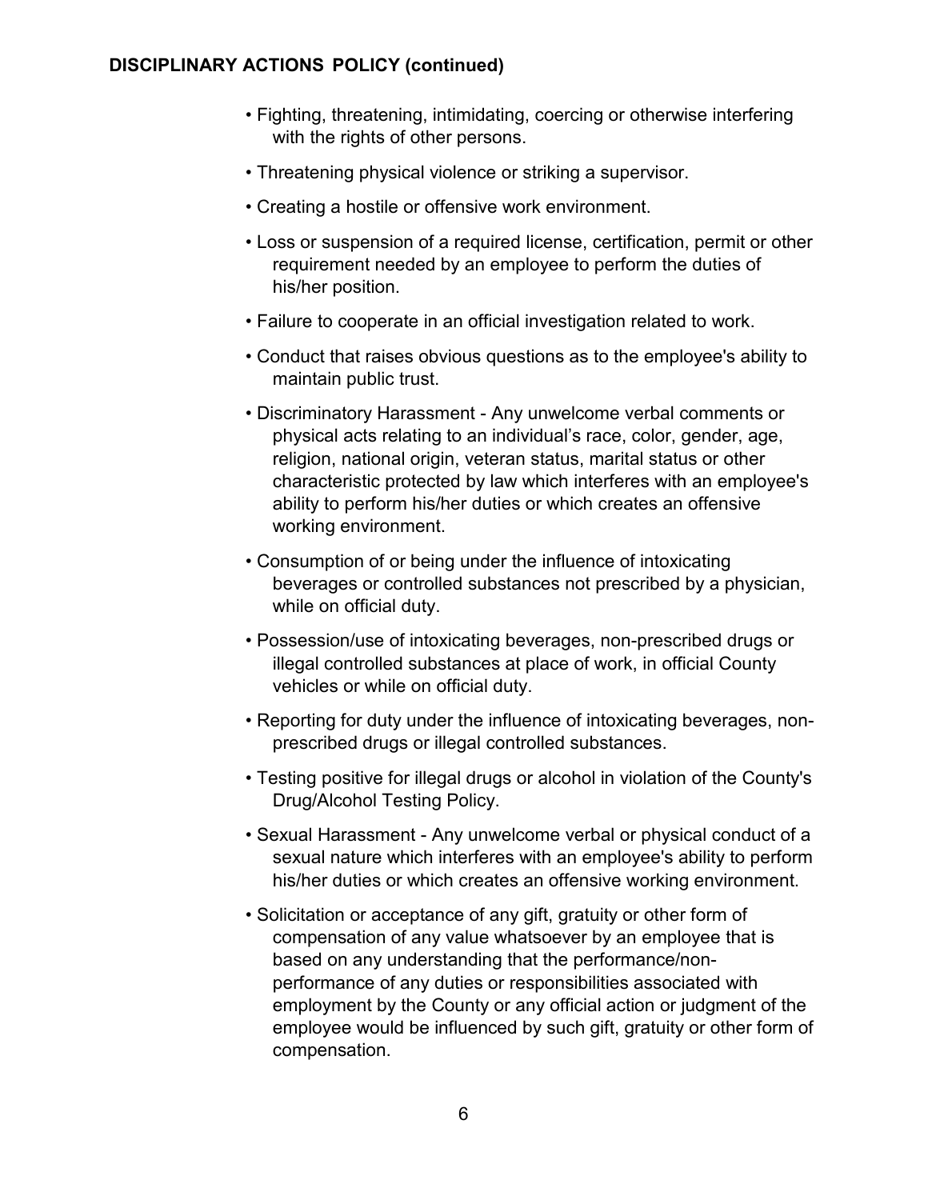**DISCIPLINARY ACTIONS POLICY (continued)**

- Fighting, threatening, intimidating, coercing or otherwise interfering with the rights of other persons.
- Threatening physical violence or striking a supervisor.
- Creating a hostile or offensive work environment.
- Loss or suspension of a required license, certification, permit or other requirement needed by an employee to perform the duties of his/her position.
- Failure to cooperate in an official investigation related to work.
- Conduct that raises obvious questions as to the employee's ability to maintain public trust.
- Discriminatory Harassment - Any unwelcome verbal comments or physical acts relating to an individual's race, color, gender, age, religion, national origin, veteran status, marital status or other characteristic protected by law which interferes with an employee's ability to perform his/her duties or which creates an offensive working environment.
- Consumption of or being under the influence of intoxicating beverages or controlled substances not prescribed by a physician, while on official duty.
- Possession/use of intoxicating beverages, non-prescribed drugs or illegal controlled substances at place of work, in official County vehicles or while on official duty.
- Reporting for duty under the influence of intoxicating beverages, non-prescribed drugs or illegal controlled substances.
- Testing positive for illegal drugs or alcohol in violation of the County's Drug/Alcohol Testing Policy.
- Sexual Harassment - Any unwelcome verbal or physical conduct of a sexual nature which interferes with an employee's ability to perform his/her duties or which creates an offensive working environment.
- Solicitation or acceptance of any gift, gratuity or other form of compensation of any value whatsoever by an employee that is based on any understanding that the performance/non-performance of any duties or responsibilities associated with employment by the County or any official action or judgment of the employee would be influenced by such gift, gratuity or other form of compensation.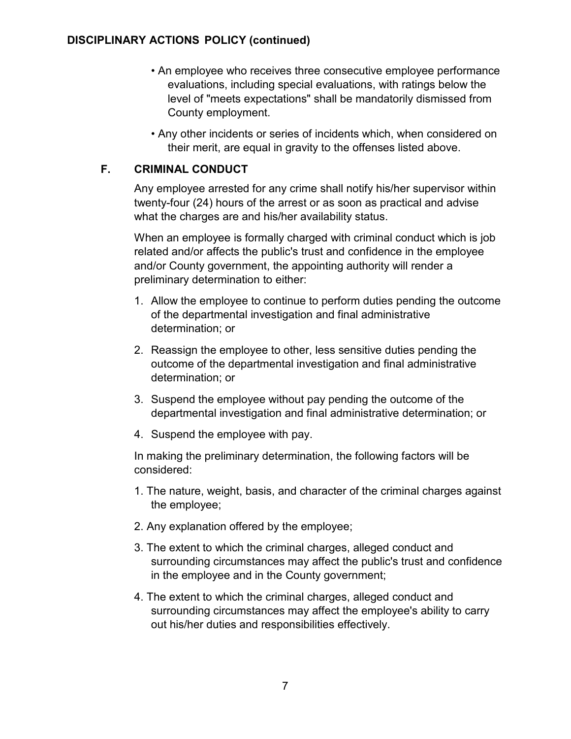**DISCIPLINARY ACTIONS POLICY (continued)**

- An employee who receives three consecutive employee performance evaluations, including special evaluations, with ratings below the level of "meets expectations" shall be mandatorily dismissed from County employment.
- Any other incidents or series of incidents which, when considered on their merit, are equal in gravity to the offenses listed above.

## F. CRIMINAL CONDUCT

Any employee arrested for any crime shall notify his/her supervisor within twenty-four (24) hours of the arrest or as soon as practical and advise what the charges are and his/her availability status.

When an employee is formally charged with criminal conduct which is job related and/or affects the public's trust and confidence in the employee and/or County government, the appointing authority will render a preliminary determination to either:

1. Allow the employee to continue to perform duties pending the outcome of the departmental investigation and final administrative determination; or
2. Reassign the employee to other, less sensitive duties pending the outcome of the departmental investigation and final administrative determination; or
3. Suspend the employee without pay pending the outcome of the departmental investigation and final administrative determination; or
4. Suspend the employee with pay.

In making the preliminary determination, the following factors will be considered:

1. The nature, weight, basis, and character of the criminal charges against the employee;
2. Any explanation offered by the employee;
3. The extent to which the criminal charges, alleged conduct and surrounding circumstances may affect the public's trust and confidence in the employee and in the County government;
4. The extent to which the criminal charges, alleged conduct and surrounding circumstances may affect the employee's ability to carry out his/her duties and responsibilities effectively.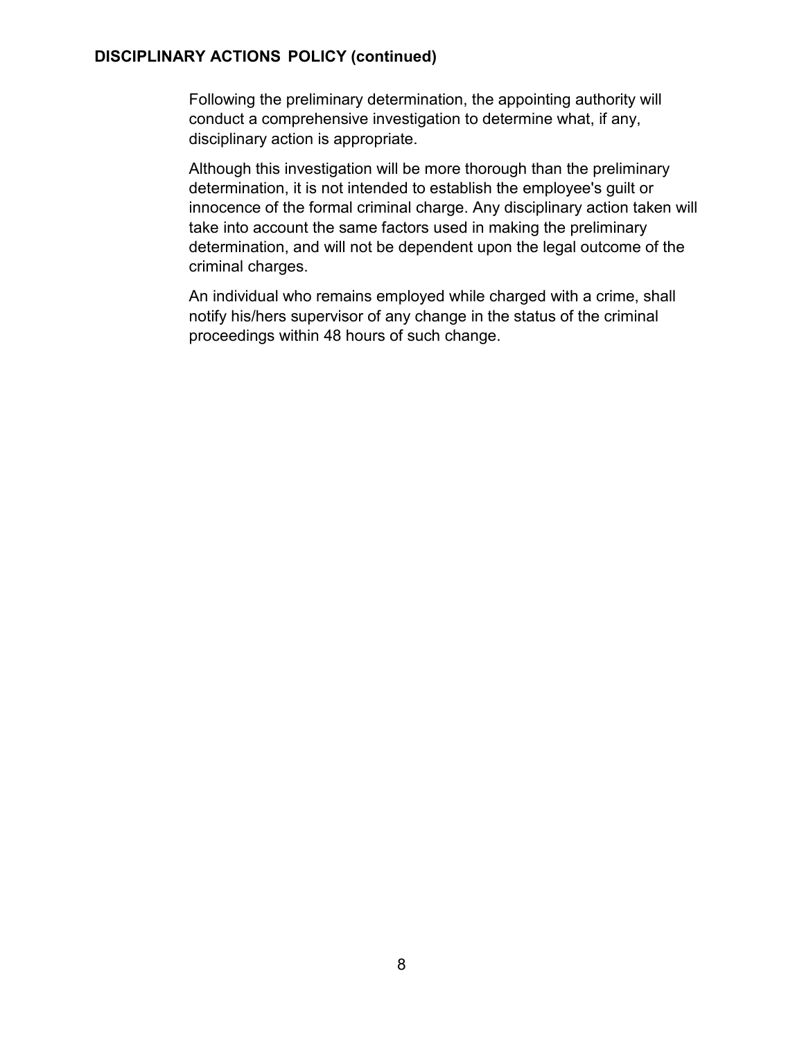**DISCIPLINARY ACTIONS POLICY (continued)**

Following the preliminary determination, the appointing authority will conduct a comprehensive investigation to determine what, if any, disciplinary action is appropriate.

Although this investigation will be more thorough than the preliminary determination, it is not intended to establish the employee's guilt or innocence of the formal criminal charge. Any disciplinary action taken will take into account the same factors used in making the preliminary determination, and will not be dependent upon the legal outcome of the criminal charges.

An individual who remains employed while charged with a crime, shall notify his/hers supervisor of any change in the status of the criminal proceedings within 48 hours of such change.